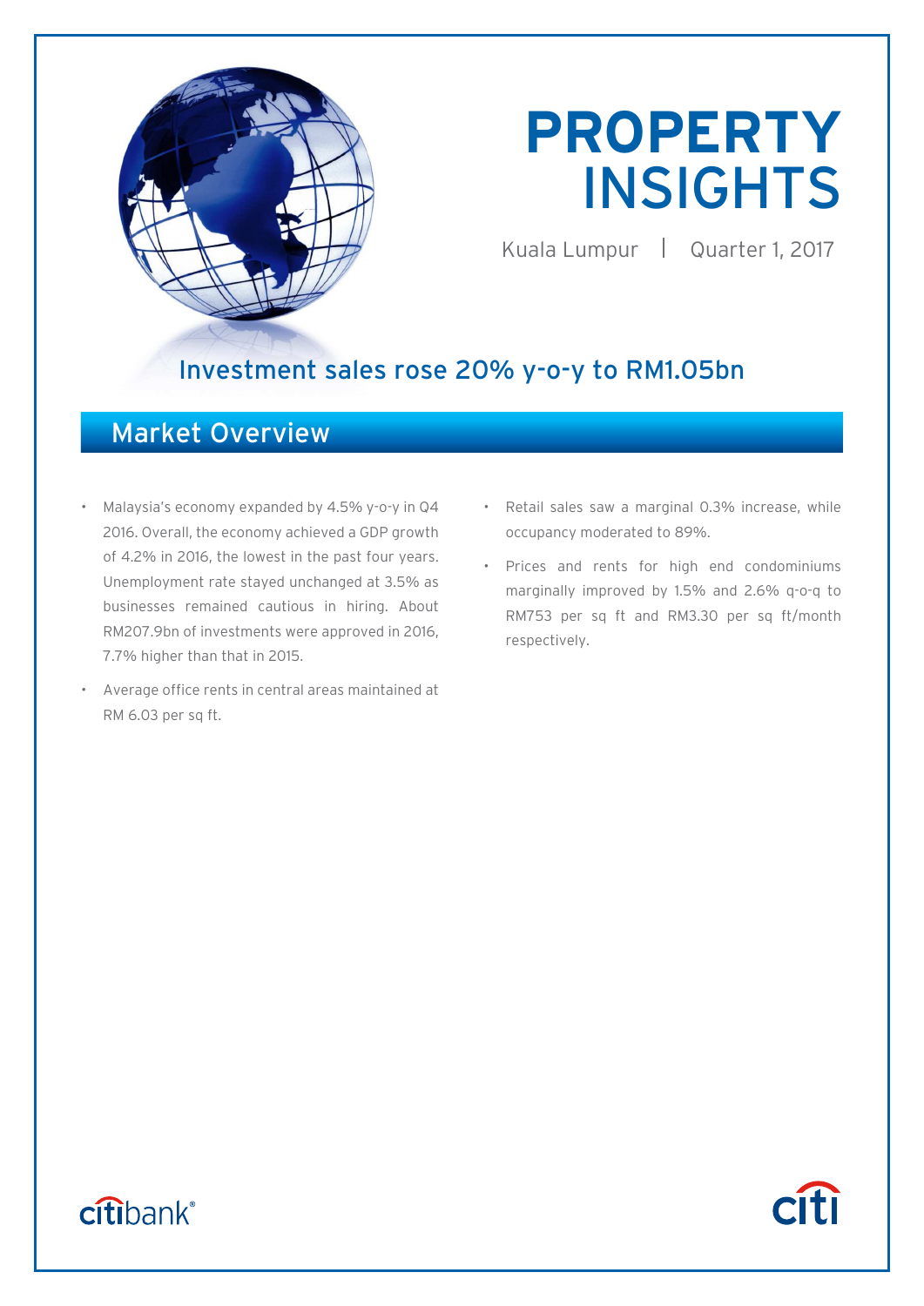# PROPERTY INSIGHTS

Kuala Lumpur | Quarter 1, 2017

## Investment sales rose 20% y-o-y to RM1.05bn

## Market Overview

- Malaysia's economy expanded by 4.5% y-o-y in Q4 2016. Overall, the economy achieved a GDP growth of 4.2% in 2016, the lowest in the past four years. Unemployment rate stayed unchanged at 3.5% as businesses remained cautious in hiring. About RM207.9bn of investments were approved in 2016, 7.7% higher than that in 2015.
- Average office rents in central areas maintained at RM 6.03 per sq ft.
- Retail sales saw a marginal 0.3% increase, while occupancy moderated to 89%.
- Prices and rents for high end condominiums marginally improved by 1.5% and 2.6% q-o-q to RM753 per sq ft and RM3.30 per sq ft/month respectively.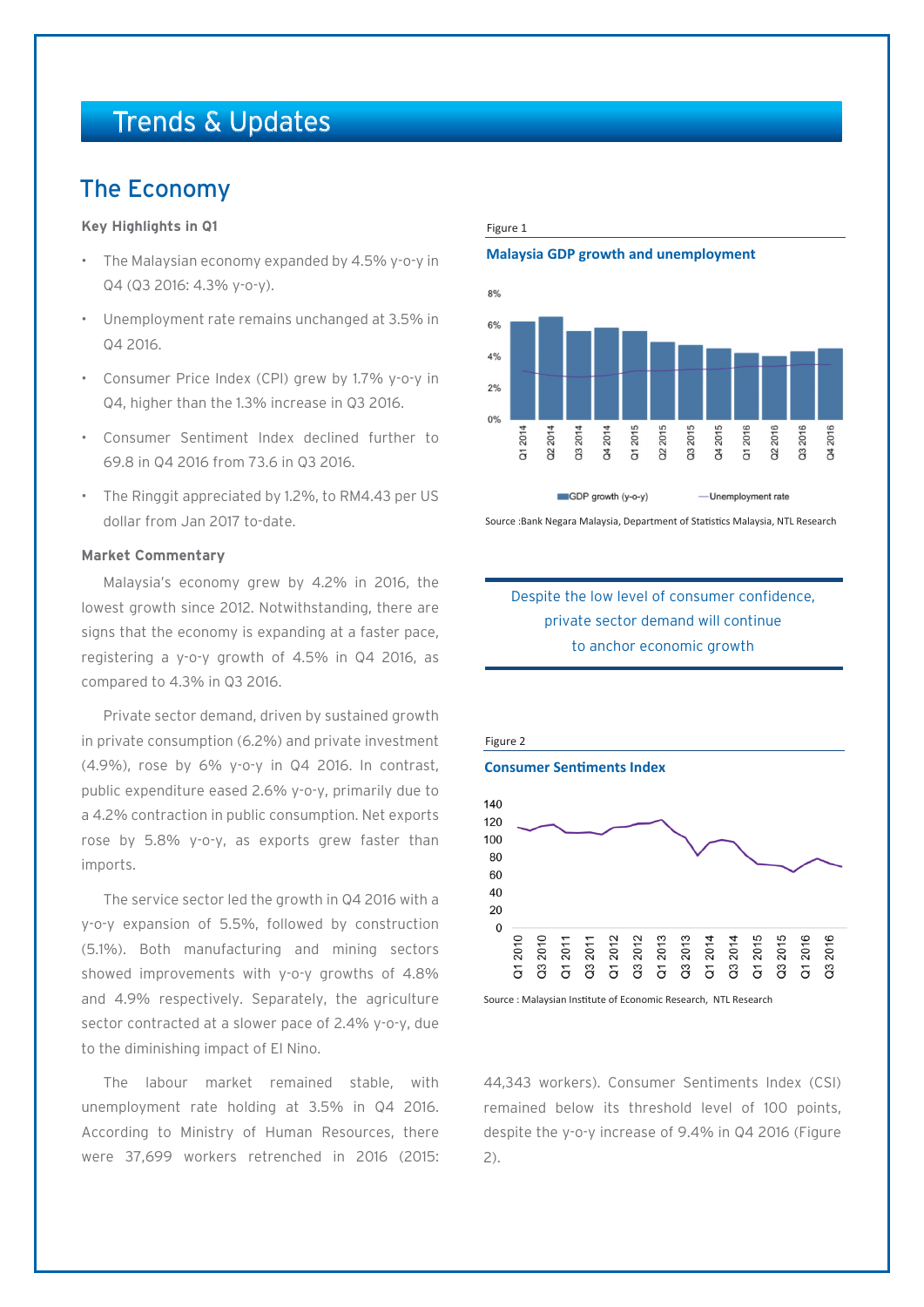# Trends & Updates

## The Economy

**Key Highlights in Q1**

- The Malaysian economy expanded by 4.5% y-o-y in Q4 (Q3 2016: 4.3% y-o-y).
- Unemployment rate remains unchanged at 3.5% in Q4 2016.
- Consumer Price Index (CPI) grew by 1.7% y-o-y in Q4, higher than the 1.3% increase in Q3 2016.
- Consumer Sentiment Index declined further to 69.8 in Q4 2016 from 73.6 in Q3 2016.
- The Ringgit appreciated by 1.2%, to RM4.43 per US dollar from Jan 2017 to-date.

**Market Commentary**

Malaysia's economy grew by 4.2% in 2016, the lowest growth since 2012. Notwithstanding, there are signs that the economy is expanding at a faster pace, registering a y-o-y growth of 4.5% in Q4 2016, as compared to 4.3% in Q3 2016.

Private sector demand, driven by sustained growth in private consumption (6.2%) and private investment (4.9%), rose by 6% y-o-y in Q4 2016. In contrast, public expenditure eased 2.6% y-o-y, primarily due to a 4.2% contraction in public consumption. Net exports rose by 5.8% y-o-y, as exports grew faster than imports.

The service sector led the growth in Q4 2016 with a y-o-y expansion of 5.5%, followed by construction (5.1%). Both manufacturing and mining sectors showed improvements with y-o-y growths of 4.8% and 4.9% respectively. Separately, the agriculture sector contracted at a slower pace of 2.4% y-o-y, due to the diminishing impact of El Nino.

The labour market remained stable, with unemployment rate holding at 3.5% in Q4 2016. According to Ministry of Human Resources, there were 37,699 workers retrenched in 2016 (2015: 44,343 workers). Consumer Sentiments Index (CSI) remained below its threshold level of 100 points, despite the y-o-y increase of 9.4% in Q4 2016 (Figure 2).

Figure 1

**Malaysia GDP growth and unemployment**

Source :Bank Negara Malaysia, Department of Statistics Malaysia, NTL Research

> Despite the low level of consumer confidence, private sector demand will continue to anchor economic growth

Figure 2

**Consumer Sentiments Index**

Source : Malaysian Institute of Economic Research, NTL Research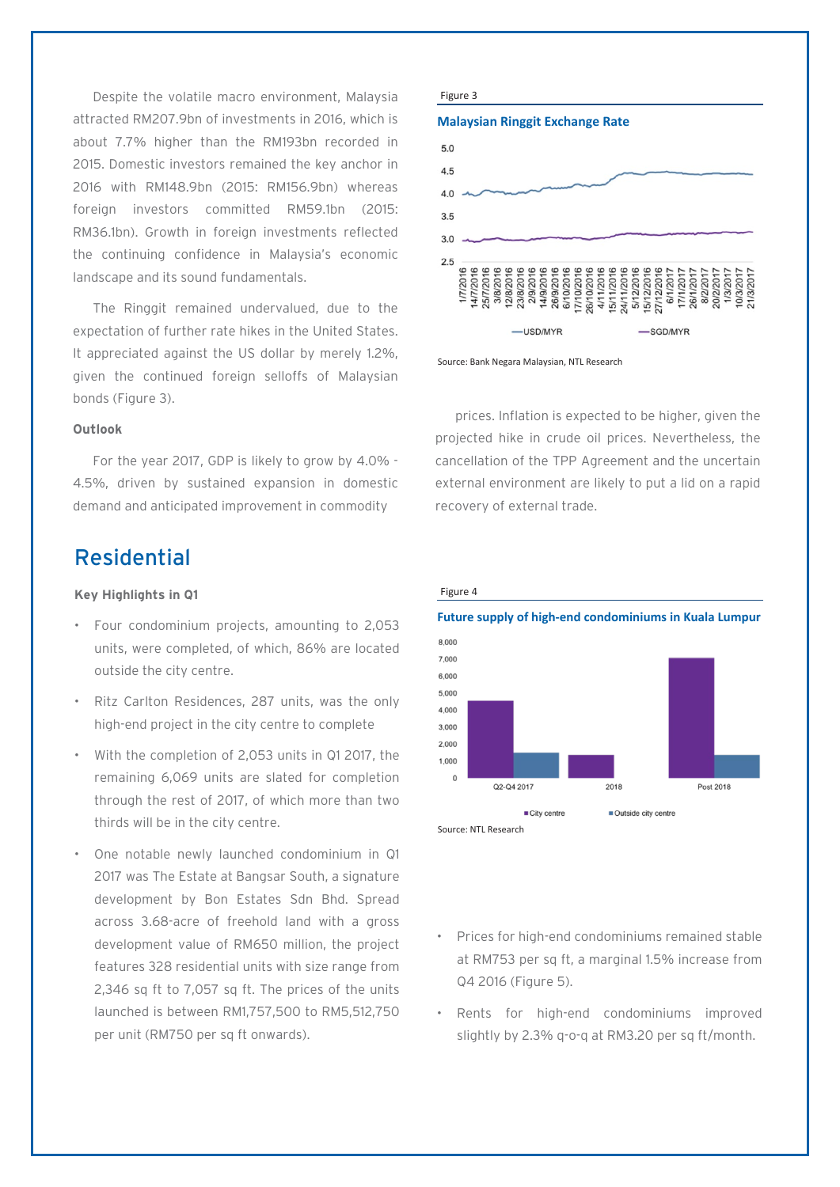Despite the volatile macro environment, Malaysia attracted RM207.9bn of investments in 2016, which is about 7.7% higher than the RM193bn recorded in 2015. Domestic investors remained the key anchor in 2016 with RM148.9bn (2015: RM156.9bn) whereas foreign investors committed RM59.1bn (2015: RM36.1bn). Growth in foreign investments reflected the continuing confidence in Malaysia's economic landscape and its sound fundamentals.

The Ringgit remained undervalued, due to the expectation of further rate hikes in the United States. It appreciated against the US dollar by merely 1.2%, given the continued foreign selloffs of Malaysian bonds (Figure 3).

Figure 3

**Malaysian Ringgit Exchange Rate**

Source: Bank Negara Malaysian, NTL Research

**Outlook**

For the year 2017, GDP is likely to grow by 4.0% - 4.5%, driven by sustained expansion in domestic demand and anticipated improvement in commodity prices. Inflation is expected to be higher, given the projected hike in crude oil prices. Nevertheless, the cancellation of the TPP Agreement and the uncertain external environment are likely to put a lid on a rapid recovery of external trade.

## Residential

**Key Highlights in Q1**

- Four condominium projects, amounting to 2,053 units, were completed, of which, 86% are located outside the city centre.
- Ritz Carlton Residences, 287 units, was the only high-end project in the city centre to complete
- With the completion of 2,053 units in Q1 2017, the remaining 6,069 units are slated for completion through the rest of 2017, of which more than two thirds will be in the city centre.
- One notable newly launched condominium in Q1 2017 was The Estate at Bangsar South, a signature development by Bon Estates Sdn Bhd. Spread across 3.68-acre of freehold land with a gross development value of RM650 million, the project features 328 residential units with size range from 2,346 sq ft to 7,057 sq ft. The prices of the units launched is between RM1,757,500 to RM5,512,750 per unit (RM750 per sq ft onwards).

Figure 4

**Future supply of high-end condominiums in Kuala Lumpur**

Source: NTL Research

- Prices for high-end condominiums remained stable at RM753 per sq ft, a marginal 1.5% increase from Q4 2016 (Figure 5).
- Rents for high-end condominiums improved slightly by 2.3% q-o-q at RM3.20 per sq ft/month.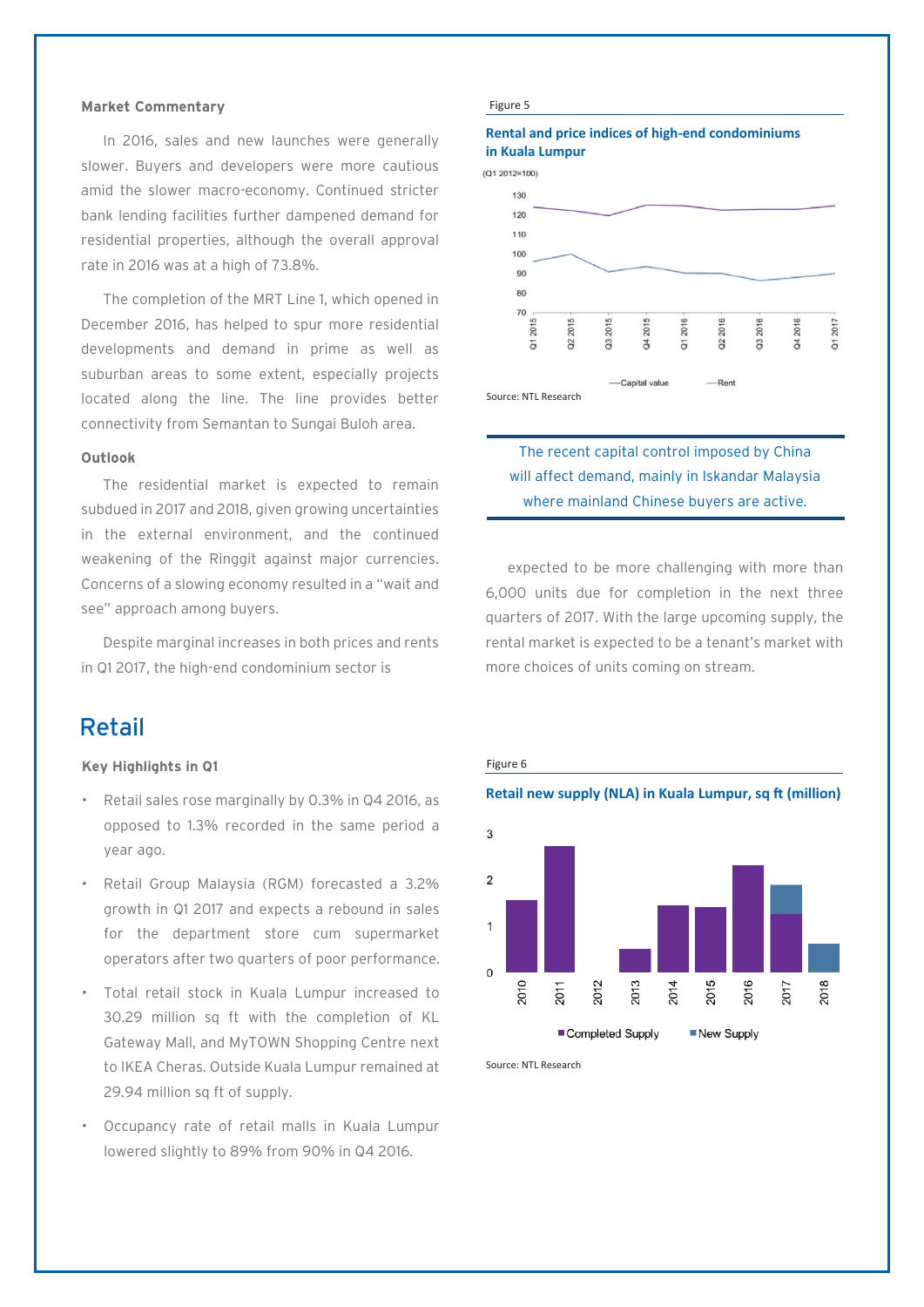**Market Commentary**

In 2016, sales and new launches were generally slower. Buyers and developers were more cautious amid the slower macro-economy. Continued stricter bank lending facilities further dampened demand for residential properties, although the overall approval rate in 2016 was at a high of 73.8%.

The completion of the MRT Line 1, which opened in December 2016, has helped to spur more residential developments and demand in prime as well as suburban areas to some extent, especially projects located along the line. The line provides better connectivity from Semantan to Sungai Buloh area.

**Outlook**

The residential market is expected to remain subdued in 2017 and 2018, given growing uncertainties in the external environment, and the continued weakening of the Ringgit against major currencies. Concerns of a slowing economy resulted in a "wait and see" approach among buyers.

Despite marginal increases in both prices and rents in Q1 2017, the high-end condominium sector is expected to be more challenging with more than 6,000 units due for completion in the next three quarters of 2017. With the large upcoming supply, the rental market is expected to be a tenant's market with more choices of units coming on stream.

Figure 5

**Rental and price indices of high-end condominiums in Kuala Lumpur**

(Q1 2012=100)

Source: NTL Research

> The recent capital control imposed by China will affect demand, mainly in Iskandar Malaysia where mainland Chinese buyers are active.

# Retail

**Key Highlights in Q1**

- Retail sales rose marginally by 0.3% in Q4 2016, as opposed to 1.3% recorded in the same period a year ago.
- Retail Group Malaysia (RGM) forecasted a 3.2% growth in Q1 2017 and expects a rebound in sales for the department store cum supermarket operators after two quarters of poor performance.
- Total retail stock in Kuala Lumpur increased to 30.29 million sq ft with the completion of KL Gateway Mall, and MyTOWN Shopping Centre next to IKEA Cheras. Outside Kuala Lumpur remained at 29.94 million sq ft of supply.
- Occupancy rate of retail malls in Kuala Lumpur lowered slightly to 89% from 90% in Q4 2016.

Figure 6

**Retail new supply (NLA) in Kuala Lumpur, sq ft (million)**

Source: NTL Research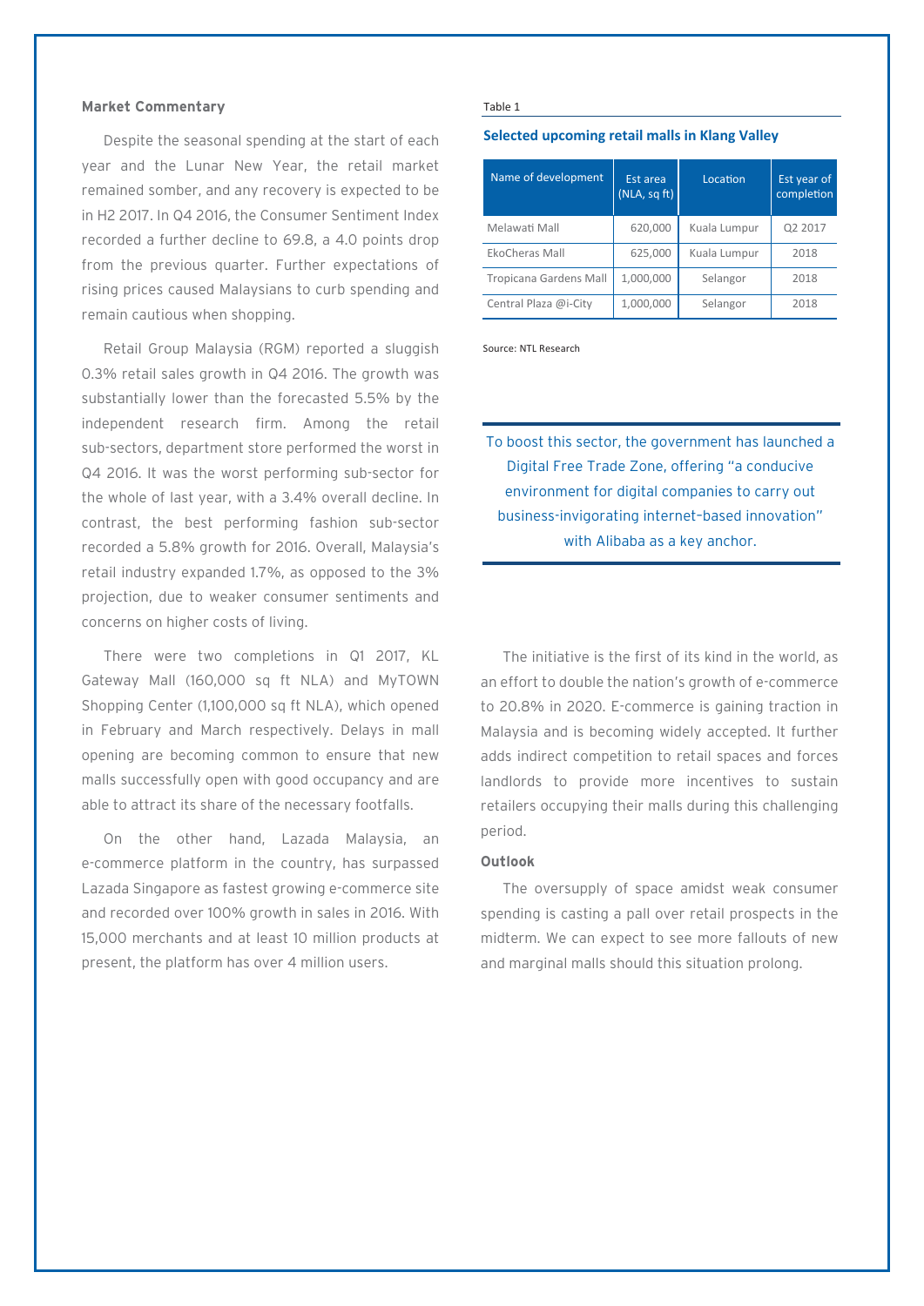## Market Commentary

Despite the seasonal spending at the start of each year and the Lunar New Year, the retail market remained somber, and any recovery is expected to be in H2 2017. In Q4 2016, the Consumer Sentiment Index recorded a further decline to 69.8, a 4.0 points drop from the previous quarter. Further expectations of rising prices caused Malaysians to curb spending and remain cautious when shopping.

Retail Group Malaysia (RGM) reported a sluggish 0.3% retail sales growth in Q4 2016. The growth was substantially lower than the forecasted 5.5% by the independent research firm. Among the retail sub-sectors, department store performed the worst in Q4 2016. It was the worst performing sub-sector for the whole of last year, with a 3.4% overall decline. In contrast, the best performing fashion sub-sector recorded a 5.8% growth for 2016. Overall, Malaysia's retail industry expanded 1.7%, as opposed to the 3% projection, due to weaker consumer sentiments and concerns on higher costs of living.

There were two completions in Q1 2017, KL Gateway Mall (160,000 sq ft NLA) and MyTOWN Shopping Center (1,100,000 sq ft NLA), which opened in February and March respectively. Delays in mall opening are becoming common to ensure that new malls successfully open with good occupancy and are able to attract its share of the necessary footfalls.

On the other hand, Lazada Malaysia, an e-commerce platform in the country, has surpassed Lazada Singapore as fastest growing e-commerce site and recorded over 100% growth in sales in 2016. With 15,000 merchants and at least 10 million products at present, the platform has over 4 million users.

Table 1

**Selected upcoming retail malls in Klang Valley**

| Name of development | Est area (NLA, sq ft) | Location | Est year of completion |
|---|---|---|---|
| Melawati Mall | 620,000 | Kuala Lumpur | Q2 2017 |
| EkoCheras Mall | 625,000 | Kuala Lumpur | 2018 |
| Tropicana Gardens Mall | 1,000,000 | Selangor | 2018 |
| Central Plaza @i-City | 1,000,000 | Selangor | 2018 |

Source: NTL Research

> To boost this sector, the government has launched a Digital Free Trade Zone, offering "a conducive environment for digital companies to carry out business-invigorating internet-based innovation" with Alibaba as a key anchor.

The initiative is the first of its kind in the world, as an effort to double the nation's growth of e-commerce to 20.8% in 2020. E-commerce is gaining traction in Malaysia and is becoming widely accepted. It further adds indirect competition to retail spaces and forces landlords to provide more incentives to sustain retailers occupying their malls during this challenging period.

## Outlook

The oversupply of space amidst weak consumer spending is casting a pall over retail prospects in the midterm. We can expect to see more fallouts of new and marginal malls should this situation prolong.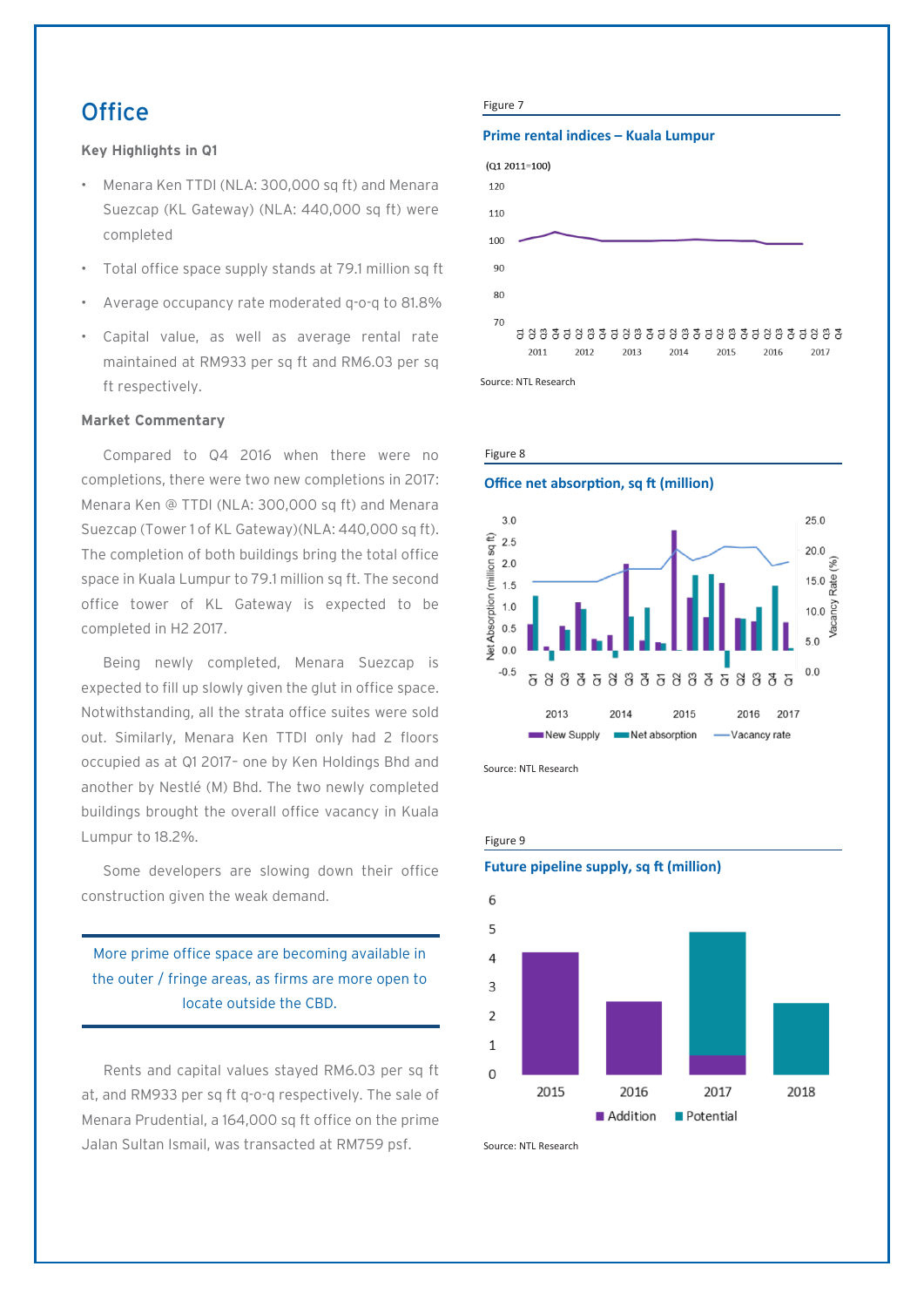# Office

**Key Highlights in Q1**

- Menara Ken TTDI (NLA: 300,000 sq ft) and Menara Suezcap (KL Gateway) (NLA: 440,000 sq ft) were completed
- Total office space supply stands at 79.1 million sq ft
- Average occupancy rate moderated q-o-q to 81.8%
- Capital value, as well as average rental rate maintained at RM933 per sq ft and RM6.03 per sq ft respectively.

**Market Commentary**

Compared to Q4 2016 when there were no completions, there were two new completions in 2017: Menara Ken @ TTDI (NLA: 300,000 sq ft) and Menara Suezcap (Tower 1 of KL Gateway)(NLA: 440,000 sq ft). The completion of both buildings bring the total office space in Kuala Lumpur to 79.1 million sq ft. The second office tower of KL Gateway is expected to be completed in H2 2017.

Being newly completed, Menara Suezcap is expected to fill up slowly given the glut in office space. Notwithstanding, all the strata office suites were sold out. Similarly, Menara Ken TTDI only had 2 floors occupied as at Q1 2017– one by Ken Holdings Bhd and another by Nestlé (M) Bhd. The two newly completed buildings brought the overall office vacancy in Kuala Lumpur to 18.2%.

Some developers are slowing down their office construction given the weak demand.

> More prime office space are becoming available in the outer / fringe areas, as firms are more open to locate outside the CBD.

Rents and capital values stayed RM6.03 per sq ft at, and RM933 per sq ft q-o-q respectively. The sale of Menara Prudential, a 164,000 sq ft office on the prime Jalan Sultan Ismail, was transacted at RM759 psf.

Figure 7

**Prime rental indices – Kuala Lumpur**

Source: NTL Research

Figure 8

**Office net absorption, sq ft (million)**

Source: NTL Research

Figure 9

**Future pipeline supply, sq ft (million)**

Source: NTL Research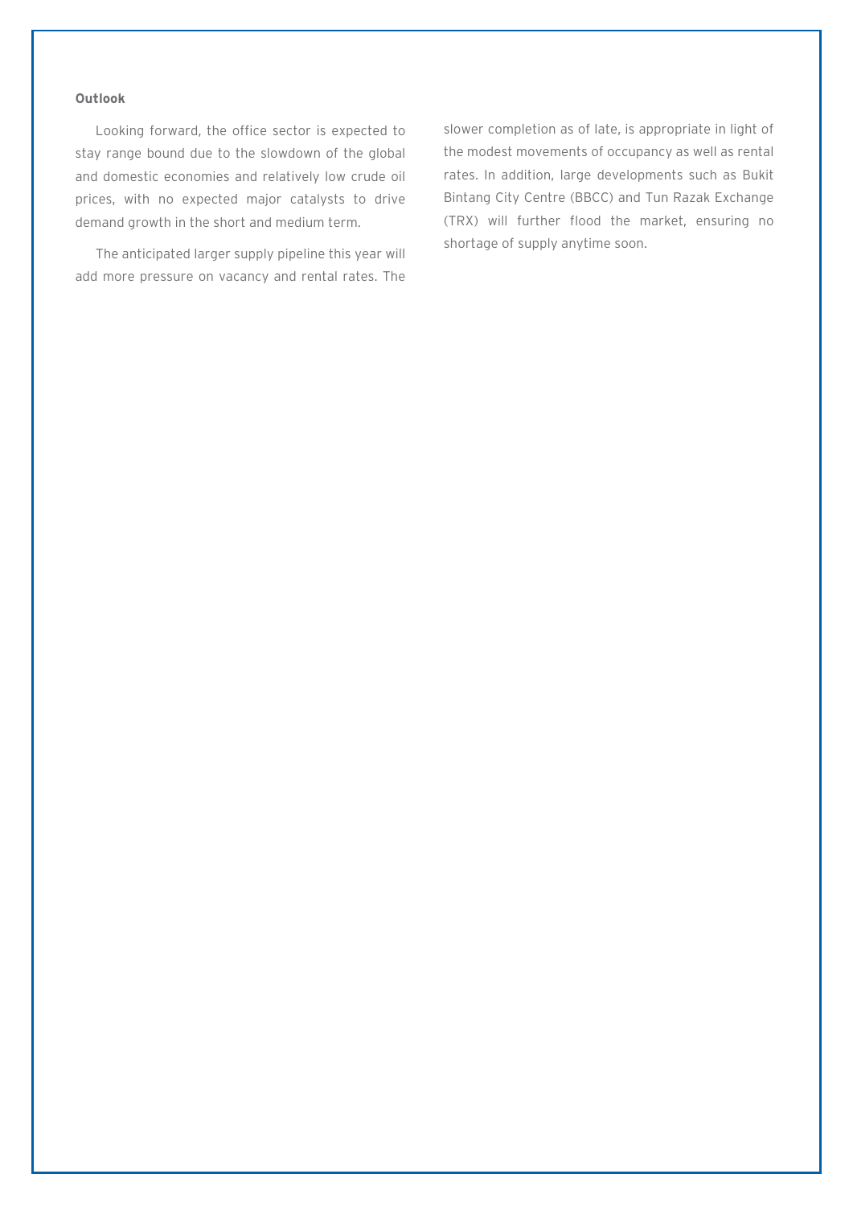**Outlook**

Looking forward, the office sector is expected to stay range bound due to the slowdown of the global and domestic economies and relatively low crude oil prices, with no expected major catalysts to drive demand growth in the short and medium term.

The anticipated larger supply pipeline this year will add more pressure on vacancy and rental rates. The slower completion as of late, is appropriate in light of the modest movements of occupancy as well as rental rates. In addition, large developments such as Bukit Bintang City Centre (BBCC) and Tun Razak Exchange (TRX) will further flood the market, ensuring no shortage of supply anytime soon.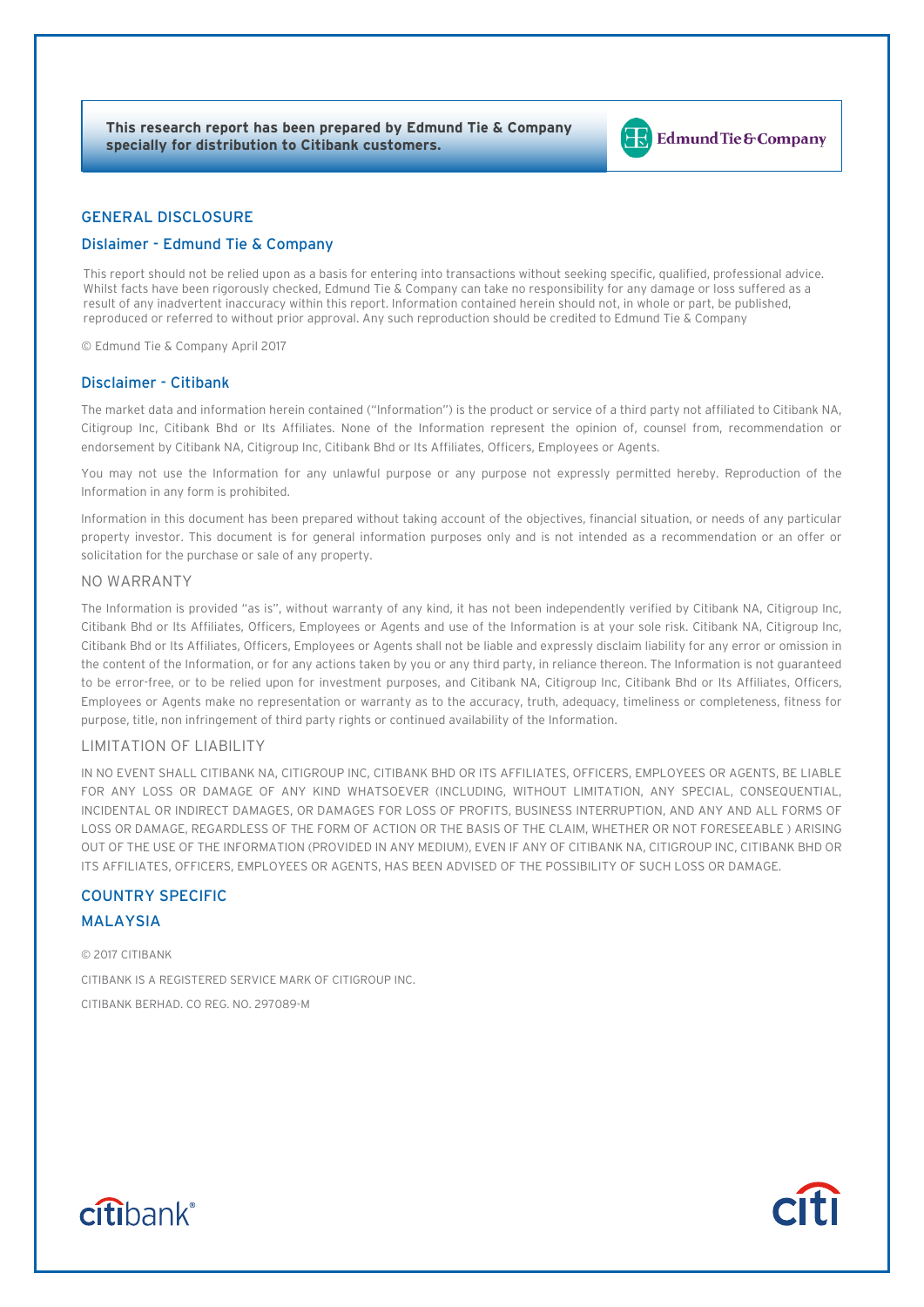**This research report has been prepared by Edmund Tie & Company specially for distribution to Citibank customers.**

Edmund Tie & Company

## GENERAL DISCLOSURE

### Dislaimer - Edmund Tie & Company

This report should not be relied upon as a basis for entering into transactions without seeking specific, qualified, professional advice. Whilst facts have been rigorously checked, Edmund Tie & Company can take no responsibility for any damage or loss suffered as a result of any inadvertent inaccuracy within this report. Information contained herein should not, in whole or part, be published, reproduced or referred to without prior approval. Any such reproduction should be credited to Edmund Tie & Company

© Edmund Tie & Company April 2017

### Disclaimer - Citibank

The market data and information herein contained ("Information") is the product or service of a third party not affiliated to Citibank NA, Citigroup Inc, Citibank Bhd or Its Affiliates. None of the Information represent the opinion of, counsel from, recommendation or endorsement by Citibank NA, Citigroup Inc, Citibank Bhd or Its Affiliates, Officers, Employees or Agents.

You may not use the Information for any unlawful purpose or any purpose not expressly permitted hereby. Reproduction of the Information in any form is prohibited.

Information in this document has been prepared without taking account of the objectives, financial situation, or needs of any particular property investor. This document is for general information purposes only and is not intended as a recommendation or an offer or solicitation for the purchase or sale of any property.

#### NO WARRANTY

The Information is provided "as is", without warranty of any kind, it has not been independently verified by Citibank NA, Citigroup Inc, Citibank Bhd or Its Affiliates, Officers, Employees or Agents and use of the Information is at your sole risk. Citibank NA, Citigroup Inc, Citibank Bhd or Its Affiliates, Officers, Employees or Agents shall not be liable and expressly disclaim liability for any error or omission in the content of the Information, or for any actions taken by you or any third party, in reliance thereon. The Information is not guaranteed to be error-free, or to be relied upon for investment purposes, and Citibank NA, Citigroup Inc, Citibank Bhd or Its Affiliates, Officers, Employees or Agents make no representation or warranty as to the accuracy, truth, adequacy, timeliness or completeness, fitness for purpose, title, non infringement of third party rights or continued availability of the Information.

#### LIMITATION OF LIABILITY

IN NO EVENT SHALL CITIBANK NA, CITIGROUP INC, CITIBANK BHD OR ITS AFFILIATES, OFFICERS, EMPLOYEES OR AGENTS, BE LIABLE FOR ANY LOSS OR DAMAGE OF ANY KIND WHATSOEVER (INCLUDING, WITHOUT LIMITATION, ANY SPECIAL, CONSEQUENTIAL, INCIDENTAL OR INDIRECT DAMAGES, OR DAMAGES FOR LOSS OF PROFITS, BUSINESS INTERRUPTION, AND ANY AND ALL FORMS OF LOSS OR DAMAGE, REGARDLESS OF THE FORM OF ACTION OR THE BASIS OF THE CLAIM, WHETHER OR NOT FORESEEABLE ) ARISING OUT OF THE USE OF THE INFORMATION (PROVIDED IN ANY MEDIUM), EVEN IF ANY OF CITIBANK NA, CITIGROUP INC, CITIBANK BHD OR ITS AFFILIATES, OFFICERS, EMPLOYEES OR AGENTS, HAS BEEN ADVISED OF THE POSSIBILITY OF SUCH LOSS OR DAMAGE.

## COUNTRY SPECIFIC

### MALAYSIA

© 2017 CITIBANK

CITIBANK IS A REGISTERED SERVICE MARK OF CITIGROUP INC.

CITIBANK BERHAD. CO REG. NO. 297089-M

citibank®

citi